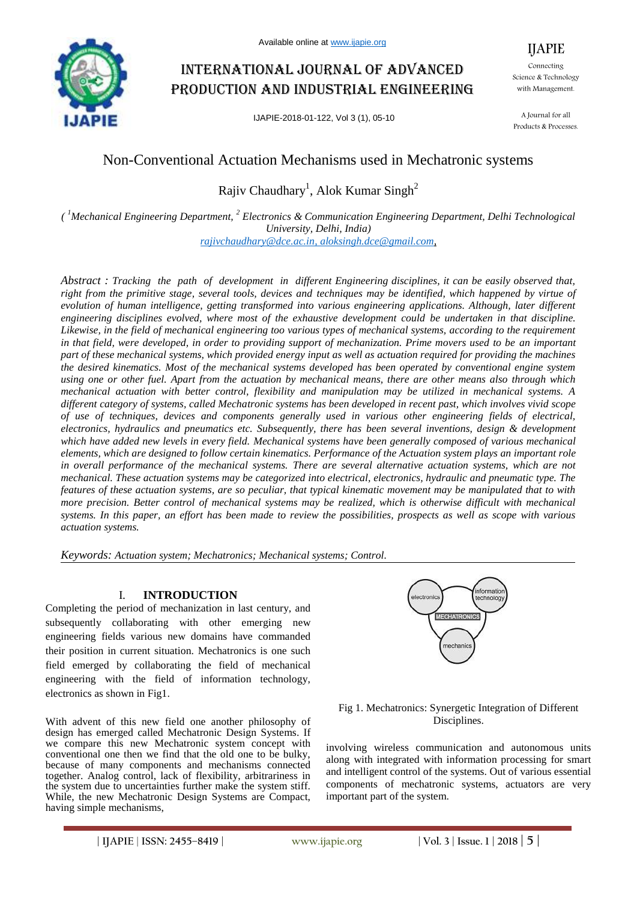# Non-Conventional Actuation Mechanisms used in Mechatronic systems

Rajiv Chaudhary[1], Alok Kumar Singh[2]

*( [1]Mechanical Engineering Department, [2] Electronics & Communication Engineering Department, Delhi Technological University, Delhi, India)*
*rajivchaudhary@dce.ac.in, aloksingh.dce@gmail.com,*

*Abstract : Tracking the path of development in different Engineering disciplines, it can be easily observed that, right from the primitive stage, several tools, devices and techniques may be identified, which happened by virtue of evolution of human intelligence, getting transformed into various engineering applications. Although, later different engineering disciplines evolved, where most of the exhaustive development could be undertaken in that discipline. Likewise, in the field of mechanical engineering too various types of mechanical systems, according to the requirement in that field, were developed, in order to providing support of mechanization. Prime movers used to be an important part of these mechanical systems, which provided energy input as well as actuation required for providing the machines the desired kinematics. Most of the mechanical systems developed has been operated by conventional engine system using one or other fuel. Apart from the actuation by mechanical means, there are other means also through which mechanical actuation with better control, flexibility and manipulation may be utilized in mechanical systems. A different category of systems, called Mechatronic systems has been developed in recent past, which involves vivid scope of use of techniques, devices and components generally used in various other engineering fields of electrical, electronics, hydraulics and pneumatics etc. Subsequently, there has been several inventions, design & development which have added new levels in every field. Mechanical systems have been generally composed of various mechanical elements, which are designed to follow certain kinematics. Performance of the Actuation system plays an important role in overall performance of the mechanical systems. There are several alternative actuation systems, which are not mechanical. These actuation systems may be categorized into electrical, electronics, hydraulic and pneumatic type. The features of these actuation systems, are so peculiar, that typical kinematic movement may be manipulated that to with more precision. Better control of mechanical systems may be realized, which is otherwise difficult with mechanical systems. In this paper, an effort has been made to review the possibilities, prospects as well as scope with various actuation systems.*

*Keywords: Actuation system; Mechatronics; Mechanical systems; Control.*

## I. INTRODUCTION

Completing the period of mechanization in last century, and subsequently collaborating with other emerging new engineering fields various new domains have commanded their position in current situation. Mechatronics is one such field emerged by collaborating the field of mechanical engineering with the field of information technology, electronics as shown in Fig1.

With advent of this new field one another philosophy of design has emerged called Mechatronic Design Systems. If we compare this new Mechatronic system concept with conventional one then we find that the old one to be bulky, because of many components and mechanisms connected together. Analog control, lack of flexibility, arbitrariness in the system due to uncertainties further make the system stiff. While, the new Mechatronic Design Systems are Compact, having simple mechanisms,

electronics | information technology | MECHATRONICS | mechanics

Fig 1. Mechatronics: Synergetic Integration of Different Disciplines.

involving wireless communication and autonomous units along with integrated with information processing for smart and intelligent control of the systems. Out of various essential components of mechatronic systems, actuators are very important part of the system.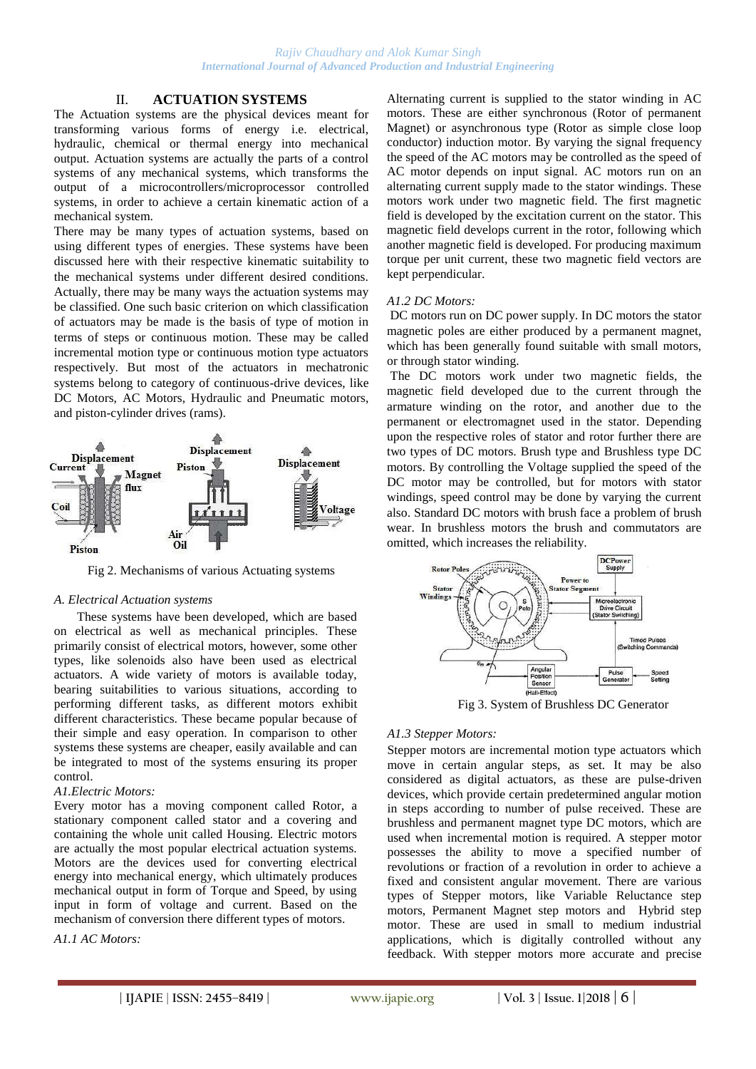## II. ACTUATION SYSTEMS

The Actuation systems are the physical devices meant for transforming various forms of energy i.e. electrical, hydraulic, chemical or thermal energy into mechanical output. Actuation systems are actually the parts of a control systems of any mechanical systems, which transforms the output of a microcontrollers/microprocessor controlled systems, in order to achieve a certain kinematic action of a mechanical system.

There may be many types of actuation systems, based on using different types of energies. These systems have been discussed here with their respective kinematic suitability to the mechanical systems under different desired conditions. Actually, there may be many ways the actuation systems may be classified. One such basic criterion on which classification of actuators may be made is the basis of type of motion in terms of steps or continuous motion. These may be called incremental motion type or continuous motion type actuators respectively. But most of the actuators in mechatronic systems belong to category of continuous-drive devices, like DC Motors, AC Motors, Hydraulic and Pneumatic motors, and piston-cylinder drives (rams).

Fig 2. Mechanisms of various Actuating systems

*A. Electrical Actuation systems*

These systems have been developed, which are based on electrical as well as mechanical principles. These primarily consist of electrical motors, however, some other types, like solenoids also have been used as electrical actuators. A wide variety of motors is available today, bearing suitabilities to various situations, according to performing different tasks, as different motors exhibit different characteristics. These became popular because of their simple and easy operation. In comparison to other systems these systems are cheaper, easily available and can be integrated to most of the systems ensuring its proper control.

*A1.Electric Motors:*

Every motor has a moving component called Rotor, a stationary component called stator and a covering and containing the whole unit called Housing. Electric motors are actually the most popular electrical actuation systems. Motors are the devices used for converting electrical energy into mechanical energy, which ultimately produces mechanical output in form of Torque and Speed, by using input in form of voltage and current. Based on the mechanism of conversion there different types of motors.

*A1.1 AC Motors:*

Alternating current is supplied to the stator winding in AC motors. These are either synchronous (Rotor of permanent Magnet) or asynchronous type (Rotor as simple close loop conductor) induction motor. By varying the signal frequency the speed of the AC motors may be controlled as the speed of AC motor depends on input signal. AC motors run on an alternating current supply made to the stator windings. These motors work under two magnetic field. The first magnetic field is developed by the excitation current on the stator. This magnetic field develops current in the rotor, following which another magnetic field is developed. For producing maximum torque per unit current, these two magnetic field vectors are kept perpendicular.

*A1.2 DC Motors:*

DC motors run on DC power supply. In DC motors the stator magnetic poles are either produced by a permanent magnet, which has been generally found suitable with small motors, or through stator winding.

The DC motors work under two magnetic fields, the magnetic field developed due to the current through the armature winding on the rotor, and another due to the permanent or electromagnet used in the stator. Depending upon the respective roles of stator and rotor further there are two types of DC motors. Brush type and Brushless type DC motors. By controlling the Voltage supplied the speed of the DC motor may be controlled, but for motors with stator windings, speed control may be done by varying the current also. Standard DC motors with brush face a problem of brush wear. In brushless motors the brush and commutators are omitted, which increases the reliability.

Fig 3. System of Brushless DC Generator

*A1.3 Stepper Motors:*

Stepper motors are incremental motion type actuators which move in certain angular steps, as set. It may be considered as digital actuators, as these are pulse-driven devices, which provide certain predetermined angular motion in steps according to number of pulse received. These are brushless and permanent magnet type DC motors, which are used when incremental motion is required. A stepper motor possesses the ability to move a specified number of revolutions or fraction of a revolution in order to achieve a fixed and consistent angular movement. There are various types of Stepper motors, like Variable Reluctance step motors, Permanent Magnet step motors and Hybrid step motor. These are used in small to medium industrial applications, which is digitally controlled without any feedback. With stepper motors more accurate and precise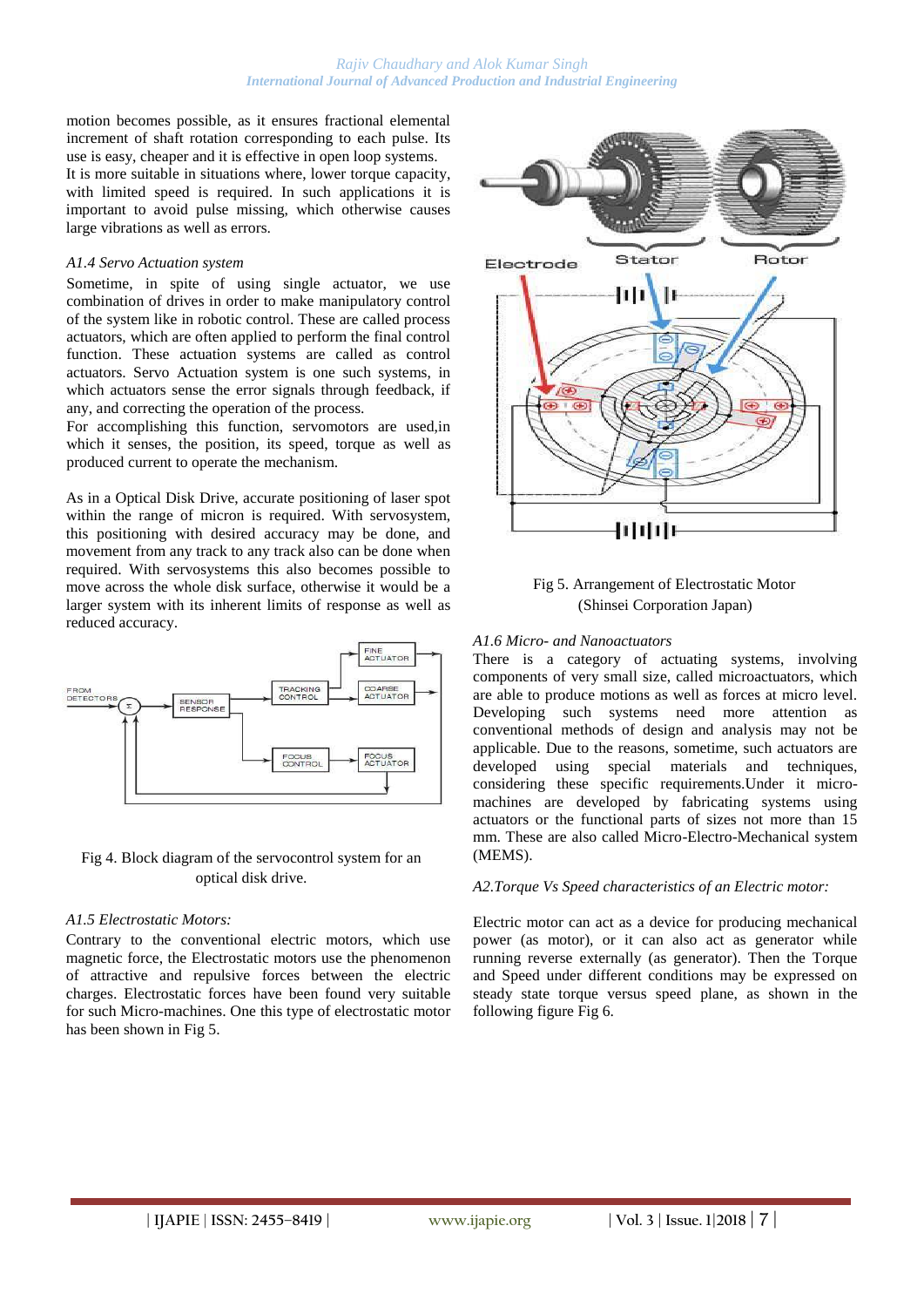motion becomes possible, as it ensures fractional elemental increment of shaft rotation corresponding to each pulse. Its use is easy, cheaper and it is effective in open loop systems. It is more suitable in situations where, lower torque capacity, with limited speed is required. In such applications it is important to avoid pulse missing, which otherwise causes large vibrations as well as errors.

*A1.4 Servo Actuation system*

Sometime, in spite of using single actuator, we use combination of drives in order to make manipulatory control of the system like in robotic control. These are called process actuators, which are often applied to perform the final control function. These actuation systems are called as control actuators. Servo Actuation system is one such systems, in which actuators sense the error signals through feedback, if any, and correcting the operation of the process.

For accomplishing this function, servomotors are used,in which it senses, the position, its speed, torque as well as produced current to operate the mechanism.

As in a Optical Disk Drive, accurate positioning of laser spot within the range of micron is required. With servosystem, this positioning with desired accuracy may be done, and movement from any track to any track also can be done when required. With servosystems this also becomes possible to move across the whole disk surface, otherwise it would be a larger system with its inherent limits of response as well as reduced accuracy.

Fig 4. Block diagram of the servocontrol system for an optical disk drive.

*A1.5 Electrostatic Motors:*

Contrary to the conventional electric motors, which use magnetic force, the Electrostatic motors use the phenomenon of attractive and repulsive forces between the electric charges. Electrostatic forces have been found very suitable for such Micro-machines. One this type of electrostatic motor has been shown in Fig 5.

Fig 5. Arrangement of Electrostatic Motor (Shinsei Corporation Japan)

*A1.6 Micro- and Nanoactuators*

There is a category of actuating systems, involving components of very small size, called microactuators, which are able to produce motions as well as forces at micro level. Developing such systems need more attention as conventional methods of design and analysis may not be applicable. Due to the reasons, sometime, such actuators are developed using special materials and techniques, considering these specific requirements.Under it micro-machines are developed by fabricating systems using actuators or the functional parts of sizes not more than 15 mm. These are also called Micro-Electro-Mechanical system (MEMS).

*A2.Torque Vs Speed characteristics of an Electric motor:*

Electric motor can act as a device for producing mechanical power (as motor), or it can also act as generator while running reverse externally (as generator). Then the Torque and Speed under different conditions may be expressed on steady state torque versus speed plane, as shown in the following figure Fig 6.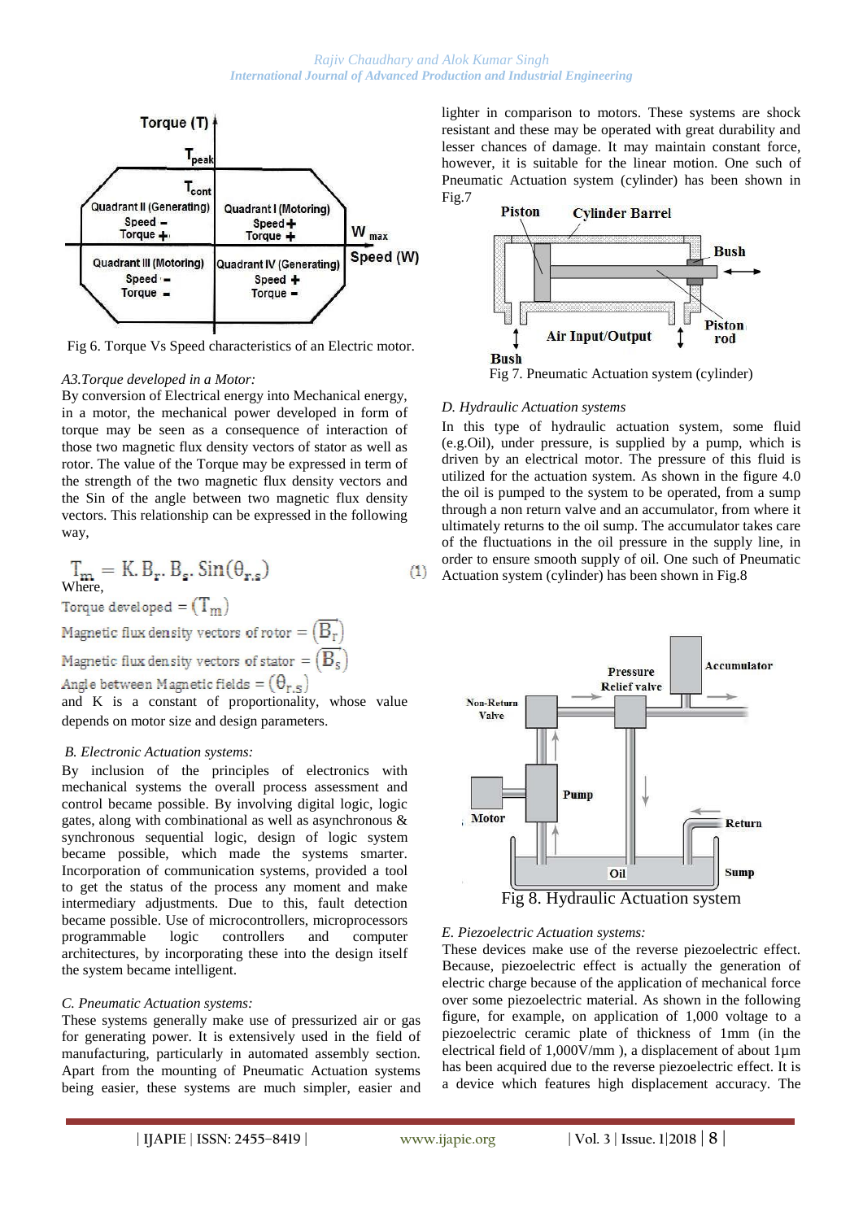Fig 6. Torque Vs Speed characteristics of an Electric motor.

*A3.Torque developed in a Motor:*

By conversion of Electrical energy into Mechanical energy, in a motor, the mechanical power developed in form of torque may be seen as a consequence of interaction of those two magnetic flux density vectors of stator as well as rotor. The value of the Torque may be expressed in term of the strength of the two magnetic flux density vectors and the Sin of the angle between two magnetic flux density vectors. This relationship can be expressed in the following way,

$$T_m = K.B_r.B_s.\,Sin(\theta_{r.s}) \tag{1}$$

Where,

Torque developed $= (T_m)$

Magnetic flux density vectors of rotor $= (B_r)$

Magnetic flux density vectors of stator $= (B_s)$

Angle between Magnetic fields $= (\theta_{r.s})$

and K is a constant of proportionality, whose value depends on motor size and design parameters.

*B. Electronic Actuation systems:*

By inclusion of the principles of electronics with mechanical systems the overall process assessment and control became possible. By involving digital logic, logic gates, along with combinational as well as asynchronous & synchronous sequential logic, design of logic system became possible, which made the systems smarter. Incorporation of communication systems, provided a tool to get the status of the process any moment and make intermediary adjustments. Due to this, fault detection became possible. Use of microcontrollers, microprocessors programmable logic controllers and computer architectures, by incorporating these into the design itself the system became intelligent.

*C. Pneumatic Actuation systems:*

These systems generally make use of pressurized air or gas for generating power. It is extensively used in the field of manufacturing, particularly in automated assembly section. Apart from the mounting of Pneumatic Actuation systems being easier, these systems are much simpler, easier and lighter in comparison to motors. These systems are shock resistant and these may be operated with great durability and lesser chances of damage. It may maintain constant force, however, it is suitable for the linear motion. One such of Pneumatic Actuation system (cylinder) has been shown in Fig.7

Fig 7. Pneumatic Actuation system (cylinder)

*D. Hydraulic Actuation systems*

In this type of hydraulic actuation system, some fluid (e.g.Oil), under pressure, is supplied by a pump, which is driven by an electrical motor. The pressure of this fluid is utilized for the actuation system. As shown in the figure 4.0 the oil is pumped to the system to be operated, from a sump through a non return valve and an accumulator, from where it ultimately returns to the oil sump. The accumulator takes care of the fluctuations in the oil pressure in the supply line, in order to ensure smooth supply of oil. One such of Pneumatic Actuation system (cylinder) has been shown in Fig.8

Fig 8. Hydraulic Actuation system

*E. Piezoelectric Actuation systems:*

These devices make use of the reverse piezoelectric effect. Because, piezoelectric effect is actually the generation of electric charge because of the application of mechanical force over some piezoelectric material. As shown in the following figure, for example, on application of 1,000 voltage to a piezoelectric ceramic plate of thickness of 1mm (in the electrical field of 1,000V/mm ), a displacement of about 1µm has been acquired due to the reverse piezoelectric effect. It is a device which features high displacement accuracy. The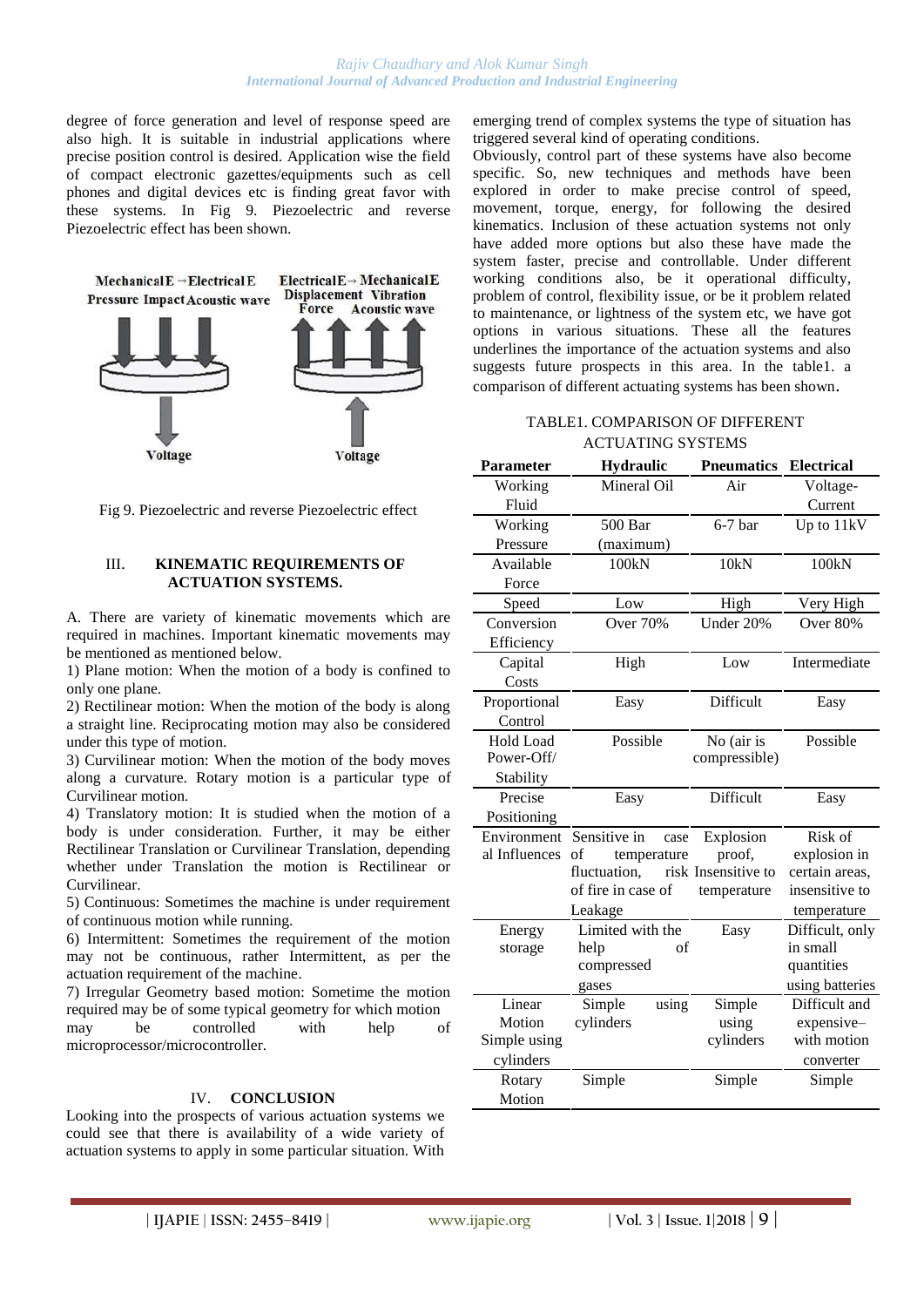degree of force generation and level of response speed are also high. It is suitable in industrial applications where precise position control is desired. Application wise the field of compact electronic gazettes/equipments such as cell phones and digital devices etc is finding great favor with these systems. In Fig 9. Piezoelectric and reverse Piezoelectric effect has been shown.

Fig 9. Piezoelectric and reverse Piezoelectric effect

## III. KINEMATIC REQUIREMENTS OF ACTUATION SYSTEMS.

A. There are variety of kinematic movements which are required in machines. Important kinematic movements may be mentioned as mentioned below.

1) Plane motion: When the motion of a body is confined to only one plane.

2) Rectilinear motion: When the motion of the body is along a straight line. Reciprocating motion may also be considered under this type of motion.

3) Curvilinear motion: When the motion of the body moves along a curvature. Rotary motion is a particular type of Curvilinear motion.

4) Translatory motion: It is studied when the motion of a body is under consideration. Further, it may be either Rectilinear Translation or Curvilinear Translation, depending whether under Translation the motion is Rectilinear or Curvilinear.

5) Continuous: Sometimes the machine is under requirement of continuous motion while running.

6) Intermittent: Sometimes the requirement of the motion may not be continuous, rather Intermittent, as per the actuation requirement of the machine.

7) Irregular Geometry based motion: Sometime the motion required may be of some typical geometry for which motion may be controlled with help of microprocessor/microcontroller.

## IV. CONCLUSION

Looking into the prospects of various actuation systems we could see that there is availability of a wide variety of actuation systems to apply in some particular situation. With emerging trend of complex systems the type of situation has triggered several kind of operating conditions.

Obviously, control part of these systems have also become specific. So, new techniques and methods have been explored in order to make precise control of speed, movement, torque, energy, for following the desired kinematics. Inclusion of these actuation systems not only have added more options but also these have made the system faster, precise and controllable. Under different working conditions also, be it operational difficulty, problem of control, flexibility issue, or be it problem related to maintenance, or lightness of the system etc, we have got options in various situations. These all the features underlines the importance of the actuation systems and also suggests future prospects in this area. In the table1. a comparison of different actuating systems has been shown.

TABLE1. COMPARISON OF DIFFERENT ACTUATING SYSTEMS

| Parameter | Hydraulic | Pneumatics | Electrical |
|---|---|---|---|
| Working Fluid | Mineral Oil | Air | Voltage-Current |
| Working Pressure | 500 Bar (maximum) | 6-7 bar | Up to 11kV |
| Available Force | 100kN | 10kN | 100kN |
| Speed | Low | High | Very High |
| Conversion Efficiency | Over 70% | Under 20% | Over 80% |
| Capital Costs | High | Low | Intermediate |
| Proportional Control | Easy | Difficult | Easy |
| Hold Load Power-Off/ Stability | Possible | No (air is compressible) | Possible |
| Precise Positioning | Easy | Difficult | Easy |
| Environmental Influences | Sensitive in case of temperature fluctuation, risk of fire in case of Leakage | Explosion proof, Insensitive to temperature | Risk of explosion in certain areas, insensitive to temperature |
| Energy storage | Limited with the help of compressed gases | Easy | Difficult, only in small quantities using batteries |
| Linear Motion Simple using cylinders | Simple using cylinders | Simple using cylinders | Difficult and expensive– with motion converter |
| Rotary Motion | Simple | Simple | Simple |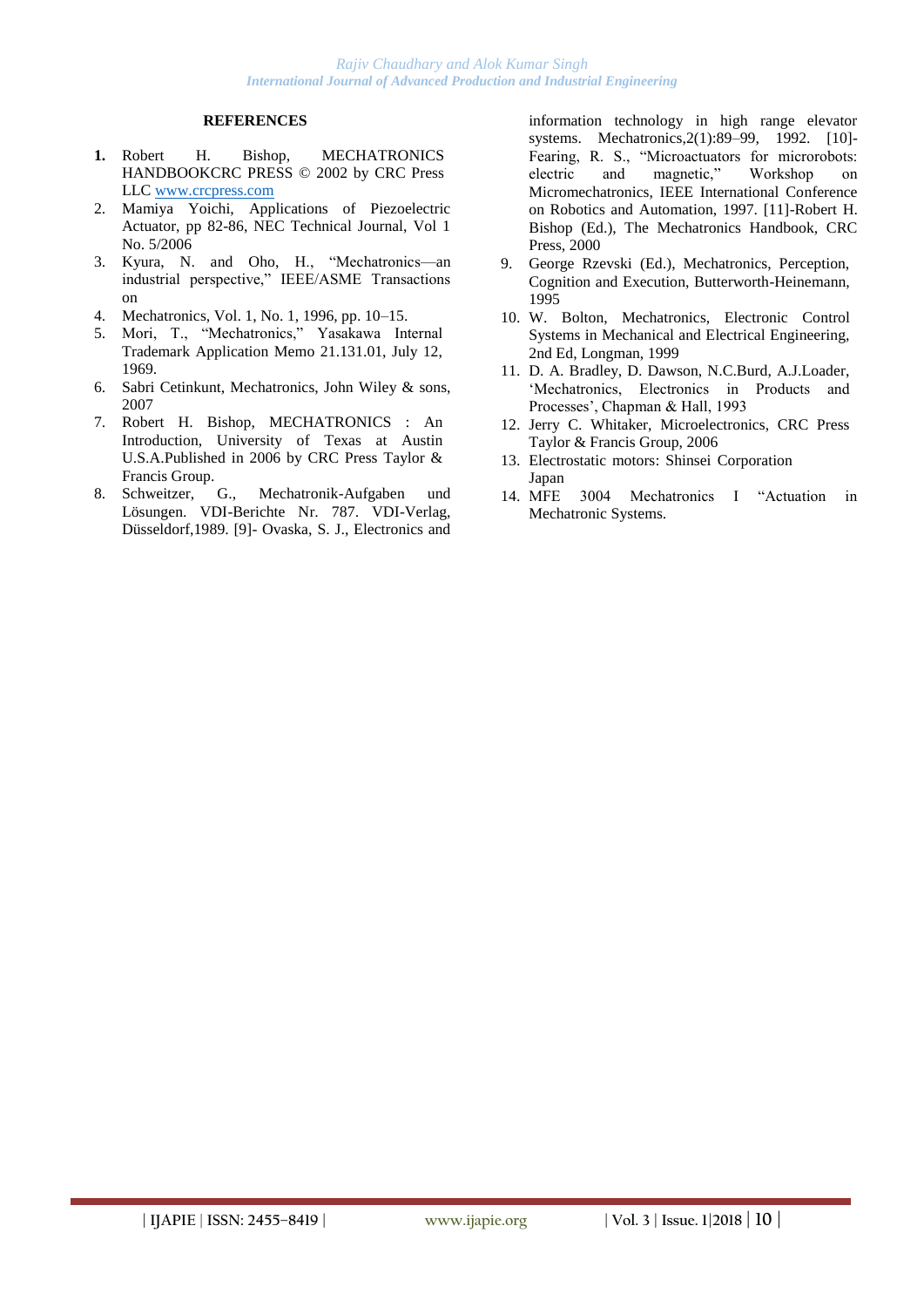## REFERENCES

1. Robert H. Bishop, MECHATRONICS HANDBOOKCRC PRESS © 2002 by CRC Press LLC www.crcpress.com
2. Mamiya Yoichi, Applications of Piezoelectric Actuator, pp 82-86, NEC Technical Journal, Vol 1 No. 5/2006
3. Kyura, N. and Oho, H., "Mechatronics—an industrial perspective," IEEE/ASME Transactions on
4. Mechatronics, Vol. 1, No. 1, 1996, pp. 10–15.
5. Mori, T., "Mechatronics," Yasakawa Internal Trademark Application Memo 21.131.01, July 12, 1969.
6. Sabri Cetinkunt, Mechatronics, John Wiley & sons, 2007
7. Robert H. Bishop, MECHATRONICS : An Introduction, University of Texas at Austin U.S.A.Published in 2006 by CRC Press Taylor & Francis Group.
8. Schweitzer, G., Mechatronik-Aufgaben und Lösungen. VDI-Berichte Nr. 787. VDI-Verlag, Düsseldorf,1989. [9]- Ovaska, S. J., Electronics and information technology in high range elevator systems. Mechatronics,2(1):89–99, 1992. [10]- Fearing, R. S., "Microactuators for microrobots: electric and magnetic," Workshop on Micromechatronics, IEEE International Conference on Robotics and Automation, 1997. [11]-Robert H. Bishop (Ed.), The Mechatronics Handbook, CRC Press, 2000
9. George Rzevski (Ed.), Mechatronics, Perception, Cognition and Execution, Butterworth-Heinemann, 1995
10. W. Bolton, Mechatronics, Electronic Control Systems in Mechanical and Electrical Engineering, 2nd Ed, Longman, 1999
11. D. A. Bradley, D. Dawson, N.C.Burd, A.J.Loader, 'Mechatronics, Electronics in Products and Processes', Chapman & Hall, 1993
12. Jerry C. Whitaker, Microelectronics, CRC Press Taylor & Francis Group, 2006
13. Electrostatic motors: Shinsei Corporation Japan
14. MFE 3004 Mechatronics I "Actuation in Mechatronic Systems.